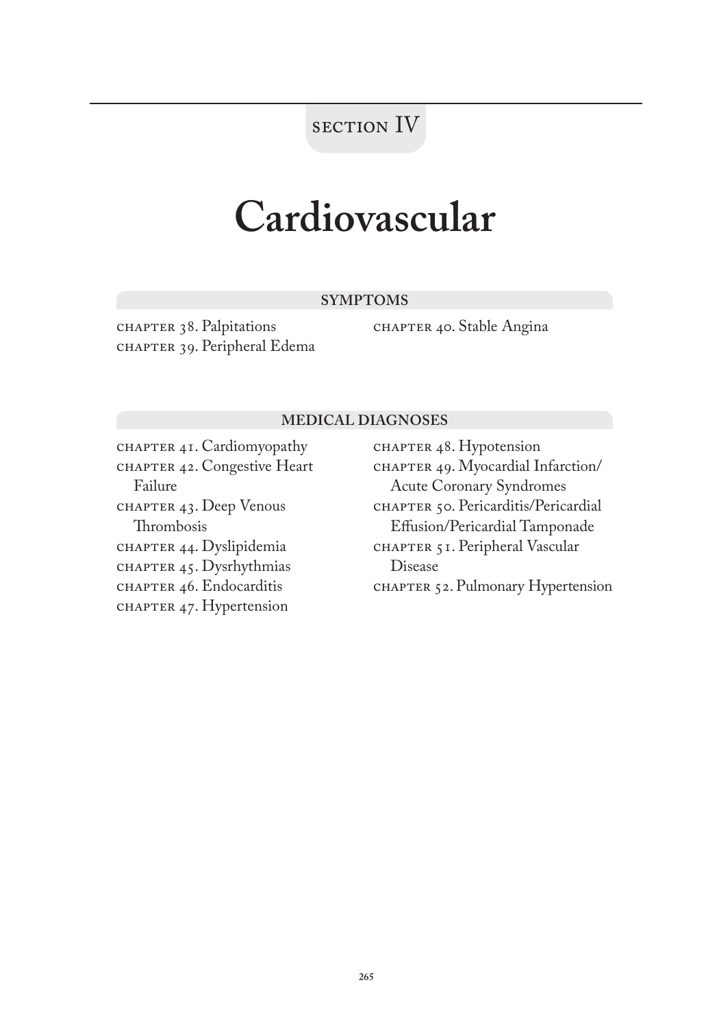SECTION IV

# Cardiovascular

## SYMPTOMS

CHAPTER 38. Palpitations
CHAPTER 39. Peripheral Edema
CHAPTER 40. Stable Angina

## MEDICAL DIAGNOSES

CHAPTER 41. Cardiomyopathy
CHAPTER 42. Congestive Heart Failure
CHAPTER 43. Deep Venous Thrombosis
CHAPTER 44. Dyslipidemia
CHAPTER 45. Dysrhythmias
CHAPTER 46. Endocarditis
CHAPTER 47. Hypertension
CHAPTER 48. Hypotension
CHAPTER 49. Myocardial Infarction/Acute Coronary Syndromes
CHAPTER 50. Pericarditis/Pericardial Effusion/Pericardial Tamponade
CHAPTER 51. Peripheral Vascular Disease
CHAPTER 52. Pulmonary Hypertension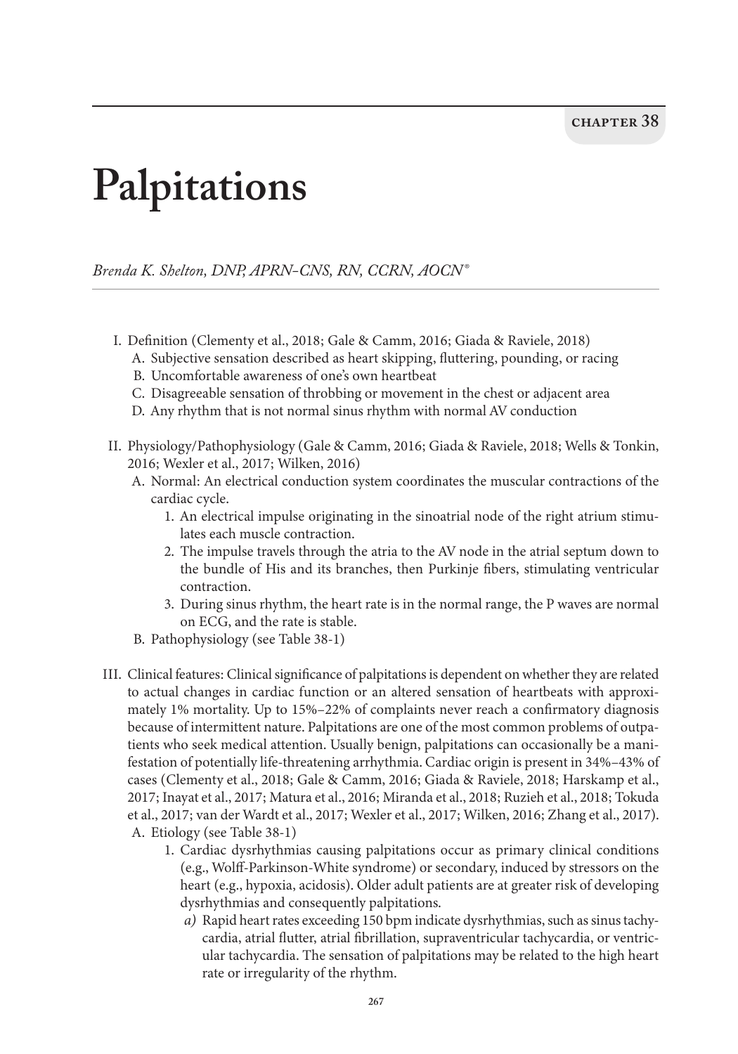**CHAPTER 38**

# Palpitations

*Brenda K. Shelton, DNP, APRN-CNS, RN, CCRN, AOCN®*

I. Definition (Clementy et al., 2018; Gale & Camm, 2016; Giada & Raviele, 2018)

  A. Subjective sensation described as heart skipping, fluttering, pounding, or racing

  B. Uncomfortable awareness of one's own heartbeat

  C. Disagreeable sensation of throbbing or movement in the chest or adjacent area

  D. Any rhythm that is not normal sinus rhythm with normal AV conduction

II. Physiology/Pathophysiology (Gale & Camm, 2016; Giada & Raviele, 2018; Wells & Tonkin, 2016; Wexler et al., 2017; Wilken, 2016)

  A. Normal: An electrical conduction system coordinates the muscular contractions of the cardiac cycle.

    1. An electrical impulse originating in the sinoatrial node of the right atrium stimulates each muscle contraction.

    2. The impulse travels through the atria to the AV node in the atrial septum down to the bundle of His and its branches, then Purkinje fibers, stimulating ventricular contraction.

    3. During sinus rhythm, the heart rate is in the normal range, the P waves are normal on ECG, and the rate is stable.

  B. Pathophysiology (see Table 38-1)

III. Clinical features: Clinical significance of palpitations is dependent on whether they are related to actual changes in cardiac function or an altered sensation of heartbeats with approximately 1% mortality. Up to 15%–22% of complaints never reach a confirmatory diagnosis because of intermittent nature. Palpitations are one of the most common problems of outpatients who seek medical attention. Usually benign, palpitations can occasionally be a manifestation of potentially life-threatening arrhythmia. Cardiac origin is present in 34%–43% of cases (Clementy et al., 2018; Gale & Camm, 2016; Giada & Raviele, 2018; Harskamp et al., 2017; Inayat et al., 2017; Matura et al., 2016; Miranda et al., 2018; Ruzieh et al., 2018; Tokuda et al., 2017; van der Wardt et al., 2017; Wexler et al., 2017; Wilken, 2016; Zhang et al., 2017).

  A. Etiology (see Table 38-1)

    1. Cardiac dysrhythmias causing palpitations occur as primary clinical conditions (e.g., Wolff-Parkinson-White syndrome) or secondary, induced by stressors on the heart (e.g., hypoxia, acidosis). Older adult patients are at greater risk of developing dysrhythmias and consequently palpitations.

      *a)* Rapid heart rates exceeding 150 bpm indicate dysrhythmias, such as sinus tachycardia, atrial flutter, atrial fibrillation, supraventricular tachycardia, or ventricular tachycardia. The sensation of palpitations may be related to the high heart rate or irregularity of the rhythm.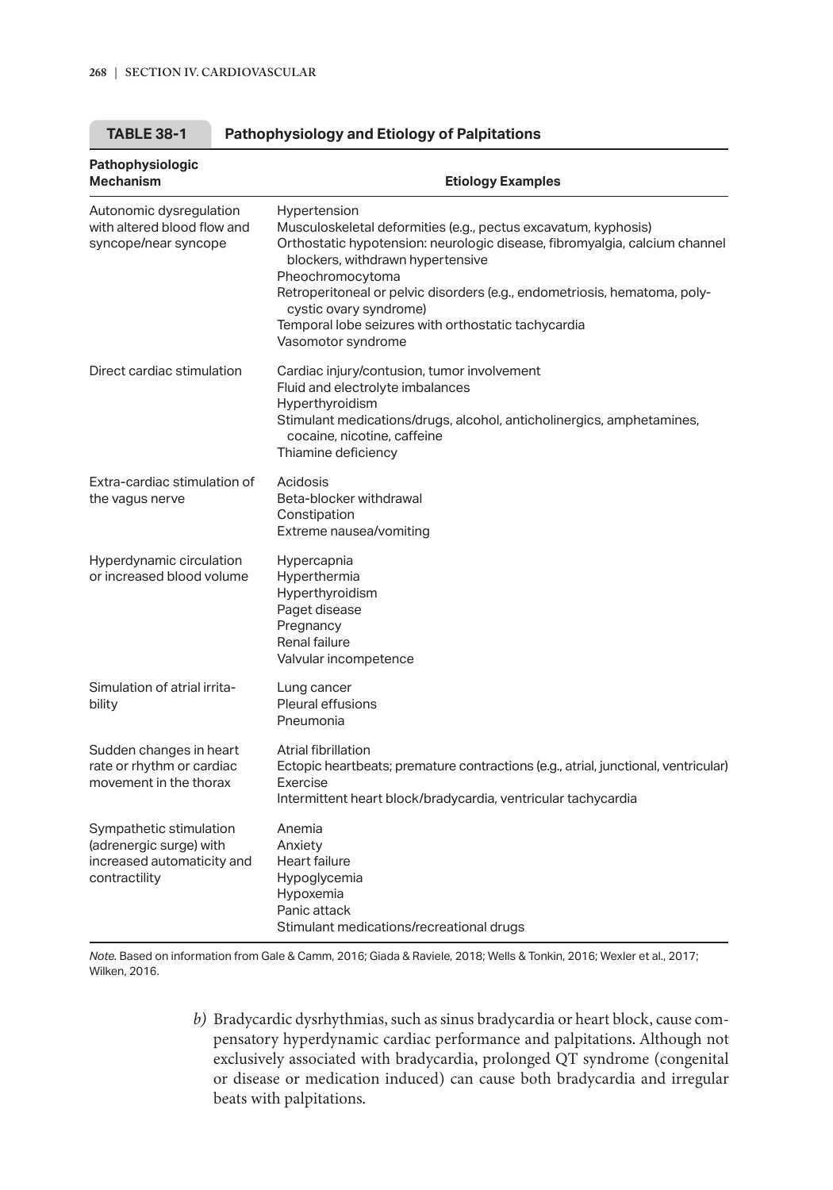**TABLE 38-1 Pathophysiology and Etiology of Palpitations**

| Pathophysiologic Mechanism | Etiology Examples |
|---|---|
| Autonomic dysregulation with altered blood flow and syncope/near syncope | Hypertension<br>Musculoskeletal deformities (e.g., pectus excavatum, kyphosis)<br>Orthostatic hypotension: neurologic disease, fibromyalgia, calcium channel blockers, withdrawn hypertensive<br>Pheochromocytoma<br>Retroperitoneal or pelvic disorders (e.g., endometriosis, hematoma, polycystic ovary syndrome)<br>Temporal lobe seizures with orthostatic tachycardia<br>Vasomotor syndrome |
| Direct cardiac stimulation | Cardiac injury/contusion, tumor involvement<br>Fluid and electrolyte imbalances<br>Hyperthyroidism<br>Stimulant medications/drugs, alcohol, anticholinergics, amphetamines, cocaine, nicotine, caffeine<br>Thiamine deficiency |
| Extra-cardiac stimulation of the vagus nerve | Acidosis<br>Beta-blocker withdrawal<br>Constipation<br>Extreme nausea/vomiting |
| Hyperdynamic circulation or increased blood volume | Hypercapnia<br>Hyperthermia<br>Hyperthyroidism<br>Paget disease<br>Pregnancy<br>Renal failure<br>Valvular incompetence |
| Simulation of atrial irritability | Lung cancer<br>Pleural effusions<br>Pneumonia |
| Sudden changes in heart rate or rhythm or cardiac movement in the thorax | Atrial fibrillation<br>Ectopic heartbeats; premature contractions (e.g., atrial, junctional, ventricular)<br>Exercise<br>Intermittent heart block/bradycardia, ventricular tachycardia |
| Sympathetic stimulation (adrenergic surge) with increased automaticity and contractility | Anemia<br>Anxiety<br>Heart failure<br>Hypoglycemia<br>Hypoxemia<br>Panic attack<br>Stimulant medications/recreational drugs |

*Note.* Based on information from Gale & Camm, 2016; Giada & Raviele, 2018; Wells & Tonkin, 2016; Wexler et al., 2017; Wilken, 2016.

*b)* Bradycardic dysrhythmias, such as sinus bradycardia or heart block, cause compensatory hyperdynamic cardiac performance and palpitations. Although not exclusively associated with bradycardia, prolonged QT syndrome (congenital or disease or medication induced) can cause both bradycardia and irregular beats with palpitations.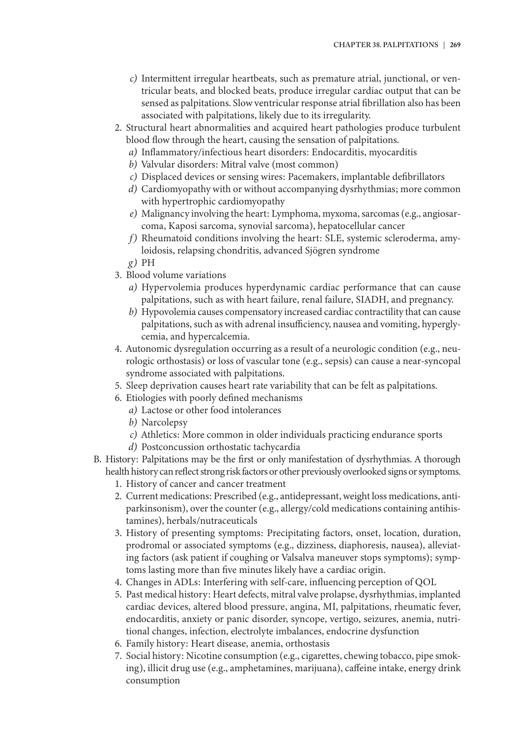- *c)* Intermittent irregular heartbeats, such as premature atrial, junctional, or ventricular beats, and blocked beats, produce irregular cardiac output that can be sensed as palpitations. Slow ventricular response atrial fibrillation also has been associated with palpitations, likely due to its irregularity.

2. Structural heart abnormalities and acquired heart pathologies produce turbulent blood flow through the heart, causing the sensation of palpitations.
   - *a)* Inflammatory/infectious heart disorders: Endocarditis, myocarditis
   - *b)* Valvular disorders: Mitral valve (most common)
   - *c)* Displaced devices or sensing wires: Pacemakers, implantable defibrillators
   - *d)* Cardiomyopathy with or without accompanying dysrhythmias; more common with hypertrophic cardiomyopathy
   - *e)* Malignancy involving the heart: Lymphoma, myxoma, sarcomas (e.g., angiosarcoma, Kaposi sarcoma, synovial sarcoma), hepatocellular cancer
   - *f)* Rheumatoid conditions involving the heart: SLE, systemic scleroderma, amyloidosis, relapsing chondritis, advanced Sjögren syndrome
   - *g)* PH

3. Blood volume variations
   - *a)* Hypervolemia produces hyperdynamic cardiac performance that can cause palpitations, such as with heart failure, renal failure, SIADH, and pregnancy.
   - *b)* Hypovolemia causes compensatory increased cardiac contractility that can cause palpitations, such as with adrenal insufficiency, nausea and vomiting, hyperglycemia, and hypercalcemia.

4. Autonomic dysregulation occurring as a result of a neurologic condition (e.g., neurologic orthostasis) or loss of vascular tone (e.g., sepsis) can cause a near-syncopal syndrome associated with palpitations.

5. Sleep deprivation causes heart rate variability that can be felt as palpitations.

6. Etiologies with poorly defined mechanisms
   - *a)* Lactose or other food intolerances
   - *b)* Narcolepsy
   - *c)* Athletics: More common in older individuals practicing endurance sports
   - *d)* Postconcussion orthostatic tachycardia

B. History: Palpitations may be the first or only manifestation of dysrhythmias. A thorough health history can reflect strong risk factors or other previously overlooked signs or symptoms.

1. History of cancer and cancer treatment
2. Current medications: Prescribed (e.g., antidepressant, weight loss medications, antiparkinsonism), over the counter (e.g., allergy/cold medications containing antihistamines), herbals/nutraceuticals
3. History of presenting symptoms: Precipitating factors, onset, location, duration, prodromal or associated symptoms (e.g., dizziness, diaphoresis, nausea), alleviating factors (ask patient if coughing or Valsalva maneuver stops symptoms); symptoms lasting more than five minutes likely have a cardiac origin.
4. Changes in ADLs: Interfering with self-care, influencing perception of QOL
5. Past medical history: Heart defects, mitral valve prolapse, dysrhythmias, implanted cardiac devices, altered blood pressure, angina, MI, palpitations, rheumatic fever, endocarditis, anxiety or panic disorder, syncope, vertigo, seizures, anemia, nutritional changes, infection, electrolyte imbalances, endocrine dysfunction
6. Family history: Heart disease, anemia, orthostasis
7. Social history: Nicotine consumption (e.g., cigarettes, chewing tobacco, pipe smoking), illicit drug use (e.g., amphetamines, marijuana), caffeine intake, energy drink consumption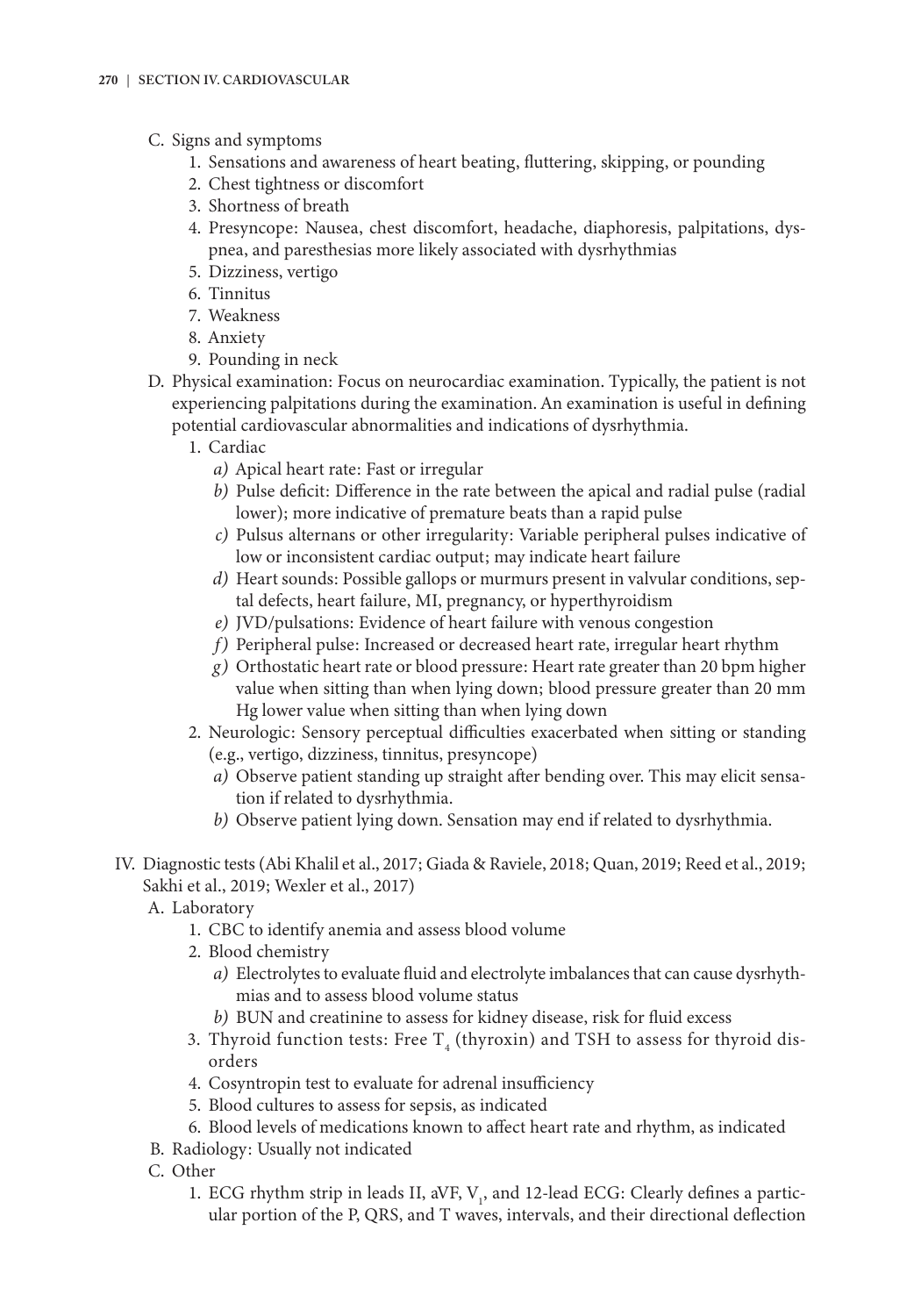C. Signs and symptoms
   1. Sensations and awareness of heart beating, fluttering, skipping, or pounding
   2. Chest tightness or discomfort
   3. Shortness of breath
   4. Presyncope: Nausea, chest discomfort, headache, diaphoresis, palpitations, dyspnea, and paresthesias more likely associated with dysrhythmias
   5. Dizziness, vertigo
   6. Tinnitus
   7. Weakness
   8. Anxiety
   9. Pounding in neck

D. Physical examination: Focus on neurocardiac examination. Typically, the patient is not experiencing palpitations during the examination. An examination is useful in defining potential cardiovascular abnormalities and indications of dysrhythmia.
   1. Cardiac
      *a)* Apical heart rate: Fast or irregular
      *b)* Pulse deficit: Difference in the rate between the apical and radial pulse (radial lower); more indicative of premature beats than a rapid pulse
      *c)* Pulsus alternans or other irregularity: Variable peripheral pulses indicative of low or inconsistent cardiac output; may indicate heart failure
      *d)* Heart sounds: Possible gallops or murmurs present in valvular conditions, septal defects, heart failure, MI, pregnancy, or hyperthyroidism
      *e)* JVD/pulsations: Evidence of heart failure with venous congestion
      *f)* Peripheral pulse: Increased or decreased heart rate, irregular heart rhythm
      *g)* Orthostatic heart rate or blood pressure: Heart rate greater than 20 bpm higher value when sitting than when lying down; blood pressure greater than 20 mm Hg lower value when sitting than when lying down
   2. Neurologic: Sensory perceptual difficulties exacerbated when sitting or standing (e.g., vertigo, dizziness, tinnitus, presyncope)
      *a)* Observe patient standing up straight after bending over. This may elicit sensation if related to dysrhythmia.
      *b)* Observe patient lying down. Sensation may end if related to dysrhythmia.

IV. Diagnostic tests (Abi Khalil et al., 2017; Giada & Raviele, 2018; Quan, 2019; Reed et al., 2019; Sakhi et al., 2019; Wexler et al., 2017)

A. Laboratory
   1. CBC to identify anemia and assess blood volume
   2. Blood chemistry
      *a)* Electrolytes to evaluate fluid and electrolyte imbalances that can cause dysrhythmias and to assess blood volume status
      *b)* BUN and creatinine to assess for kidney disease, risk for fluid excess
   3. Thyroid function tests: Free $T_4$ (thyroxin) and TSH to assess for thyroid disorders
   4. Cosyntropin test to evaluate for adrenal insufficiency
   5. Blood cultures to assess for sepsis, as indicated
   6. Blood levels of medications known to affect heart rate and rhythm, as indicated

B. Radiology: Usually not indicated

C. Other
   1. ECG rhythm strip in leads II, aVF, $V_1$, and 12-lead ECG: Clearly defines a particular portion of the P, QRS, and T waves, intervals, and their directional deflection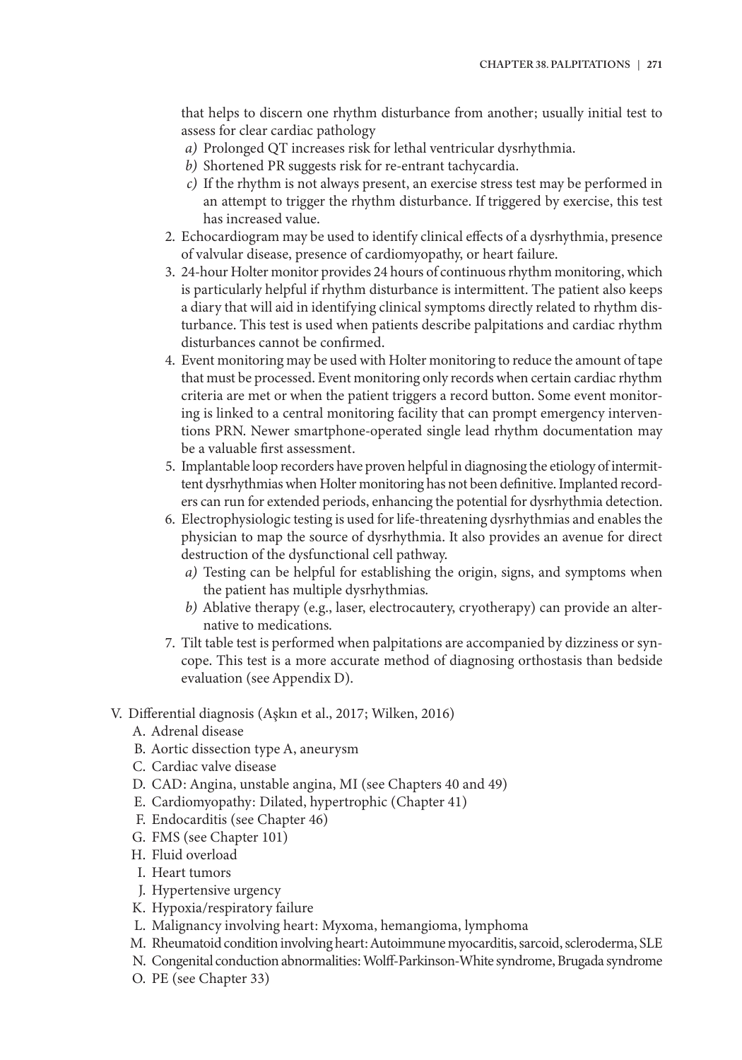that helps to discern one rhythm disturbance from another; usually initial test to assess for clear cardiac pathology

   *a)* Prolonged QT increases risk for lethal ventricular dysrhythmia.
   *b)* Shortened PR suggests risk for re-entrant tachycardia.
   *c)* If the rhythm is not always present, an exercise stress test may be performed in an attempt to trigger the rhythm disturbance. If triggered by exercise, this test has increased value.

2. Echocardiogram may be used to identify clinical effects of a dysrhythmia, presence of valvular disease, presence of cardiomyopathy, or heart failure.
3. 24-hour Holter monitor provides 24 hours of continuous rhythm monitoring, which is particularly helpful if rhythm disturbance is intermittent. The patient also keeps a diary that will aid in identifying clinical symptoms directly related to rhythm disturbance. This test is used when patients describe palpitations and cardiac rhythm disturbances cannot be confirmed.
4. Event monitoring may be used with Holter monitoring to reduce the amount of tape that must be processed. Event monitoring only records when certain cardiac rhythm criteria are met or when the patient triggers a record button. Some event monitoring is linked to a central monitoring facility that can prompt emergency interventions PRN. Newer smartphone-operated single lead rhythm documentation may be a valuable first assessment.
5. Implantable loop recorders have proven helpful in diagnosing the etiology of intermittent dysrhythmias when Holter monitoring has not been definitive. Implanted recorders can run for extended periods, enhancing the potential for dysrhythmia detection.
6. Electrophysiologic testing is used for life-threatening dysrhythmias and enables the physician to map the source of dysrhythmia. It also provides an avenue for direct destruction of the dysfunctional cell pathway.
   *a)* Testing can be helpful for establishing the origin, signs, and symptoms when the patient has multiple dysrhythmias.
   *b)* Ablative therapy (e.g., laser, electrocautery, cryotherapy) can provide an alternative to medications.
7. Tilt table test is performed when palpitations are accompanied by dizziness or syncope. This test is a more accurate method of diagnosing orthostasis than bedside evaluation (see Appendix D).

V. Differential diagnosis (Aşkın et al., 2017; Wilken, 2016)

   A. Adrenal disease
   B. Aortic dissection type A, aneurysm
   C. Cardiac valve disease
   D. CAD: Angina, unstable angina, MI (see Chapters 40 and 49)
   E. Cardiomyopathy: Dilated, hypertrophic (Chapter 41)
   F. Endocarditis (see Chapter 46)
   G. FMS (see Chapter 101)
   H. Fluid overload
   I. Heart tumors
   J. Hypertensive urgency
   K. Hypoxia/respiratory failure
   L. Malignancy involving heart: Myxoma, hemangioma, lymphoma
   M. Rheumatoid condition involving heart: Autoimmune myocarditis, sarcoid, scleroderma, SLE
   N. Congenital conduction abnormalities: Wolff-Parkinson-White syndrome, Brugada syndrome
   O. PE (see Chapter 33)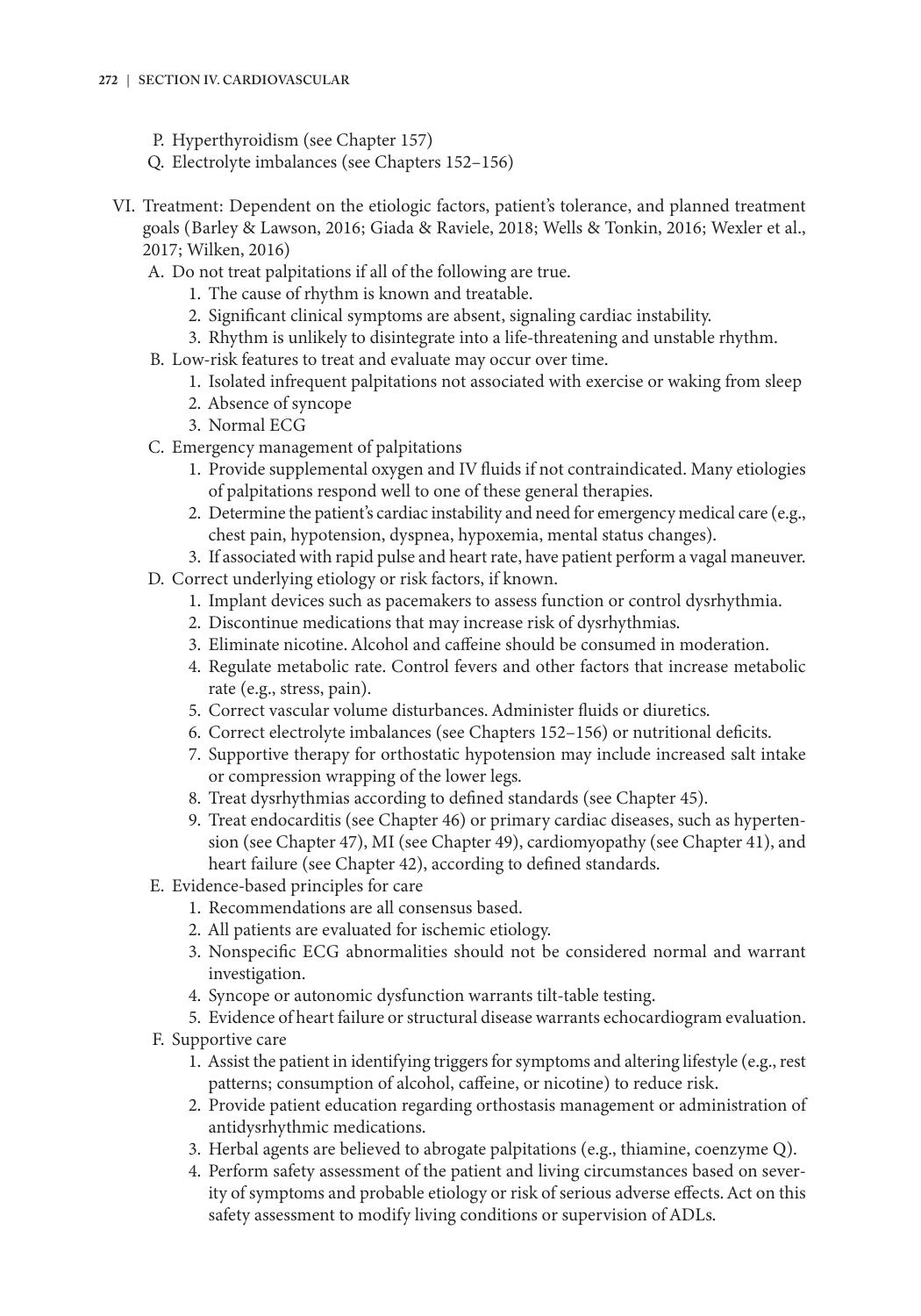P. Hyperthyroidism (see Chapter 157)
Q. Electrolyte imbalances (see Chapters 152–156)

VI. Treatment: Dependent on the etiologic factors, patient's tolerance, and planned treatment goals (Barley & Lawson, 2016; Giada & Raviele, 2018; Wells & Tonkin, 2016; Wexler et al., 2017; Wilken, 2016)

A. Do not treat palpitations if all of the following are true.
   1. The cause of rhythm is known and treatable.
   2. Significant clinical symptoms are absent, signaling cardiac instability.
   3. Rhythm is unlikely to disintegrate into a life-threatening and unstable rhythm.

B. Low-risk features to treat and evaluate may occur over time.
   1. Isolated infrequent palpitations not associated with exercise or waking from sleep
   2. Absence of syncope
   3. Normal ECG

C. Emergency management of palpitations
   1. Provide supplemental oxygen and IV fluids if not contraindicated. Many etiologies of palpitations respond well to one of these general therapies.
   2. Determine the patient's cardiac instability and need for emergency medical care (e.g., chest pain, hypotension, dyspnea, hypoxemia, mental status changes).
   3. If associated with rapid pulse and heart rate, have patient perform a vagal maneuver.

D. Correct underlying etiology or risk factors, if known.
   1. Implant devices such as pacemakers to assess function or control dysrhythmia.
   2. Discontinue medications that may increase risk of dysrhythmias.
   3. Eliminate nicotine. Alcohol and caffeine should be consumed in moderation.
   4. Regulate metabolic rate. Control fevers and other factors that increase metabolic rate (e.g., stress, pain).
   5. Correct vascular volume disturbances. Administer fluids or diuretics.
   6. Correct electrolyte imbalances (see Chapters 152–156) or nutritional deficits.
   7. Supportive therapy for orthostatic hypotension may include increased salt intake or compression wrapping of the lower legs.
   8. Treat dysrhythmias according to defined standards (see Chapter 45).
   9. Treat endocarditis (see Chapter 46) or primary cardiac diseases, such as hypertension (see Chapter 47), MI (see Chapter 49), cardiomyopathy (see Chapter 41), and heart failure (see Chapter 42), according to defined standards.

E. Evidence-based principles for care
   1. Recommendations are all consensus based.
   2. All patients are evaluated for ischemic etiology.
   3. Nonspecific ECG abnormalities should not be considered normal and warrant investigation.
   4. Syncope or autonomic dysfunction warrants tilt-table testing.
   5. Evidence of heart failure or structural disease warrants echocardiogram evaluation.

F. Supportive care
   1. Assist the patient in identifying triggers for symptoms and altering lifestyle (e.g., rest patterns; consumption of alcohol, caffeine, or nicotine) to reduce risk.
   2. Provide patient education regarding orthostasis management or administration of antidysrhythmic medications.
   3. Herbal agents are believed to abrogate palpitations (e.g., thiamine, coenzyme Q).
   4. Perform safety assessment of the patient and living circumstances based on severity of symptoms and probable etiology or risk of serious adverse effects. Act on this safety assessment to modify living conditions or supervision of ADLs.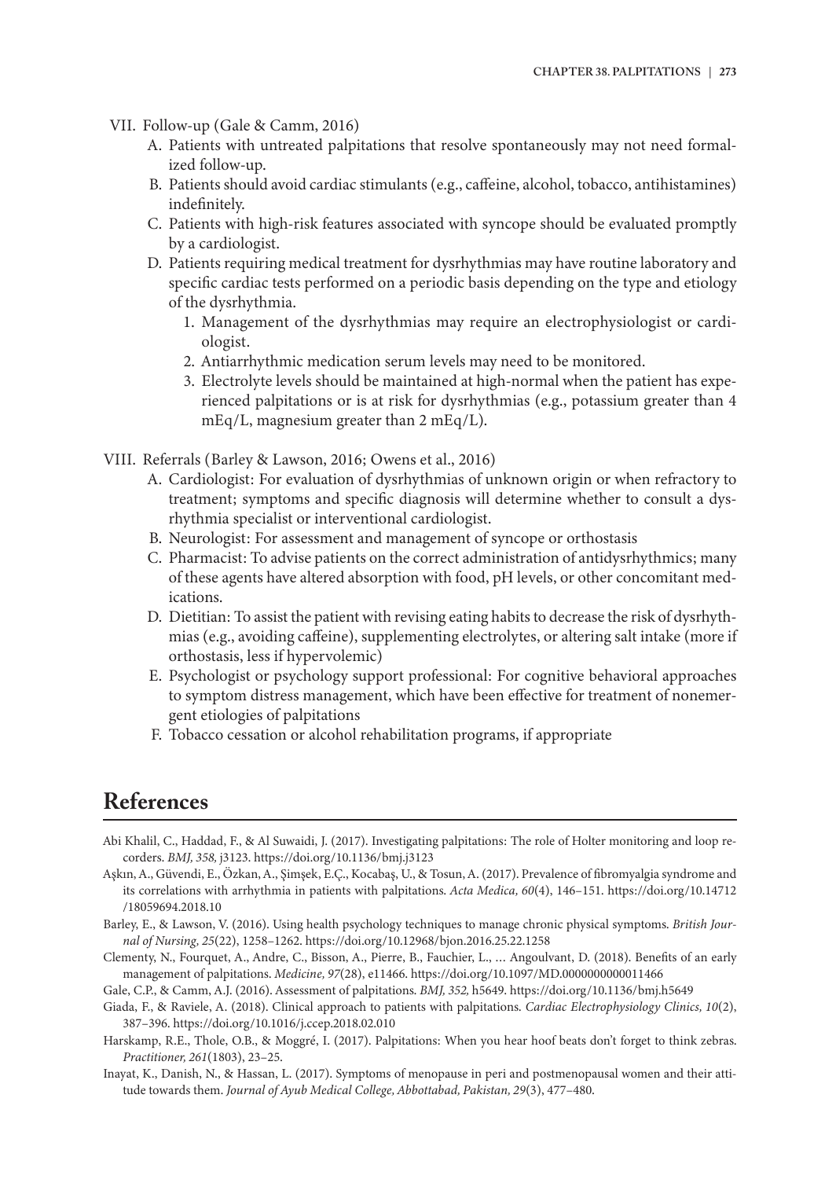VII. Follow-up (Gale & Camm, 2016)

A. Patients with untreated palpitations that resolve spontaneously may not need formalized follow-up.

B. Patients should avoid cardiac stimulants (e.g., caffeine, alcohol, tobacco, antihistamines) indefinitely.

C. Patients with high-risk features associated with syncope should be evaluated promptly by a cardiologist.

D. Patients requiring medical treatment for dysrhythmias may have routine laboratory and specific cardiac tests performed on a periodic basis depending on the type and etiology of the dysrhythmia.

1. Management of the dysrhythmias may require an electrophysiologist or cardiologist.
2. Antiarrhythmic medication serum levels may need to be monitored.
3. Electrolyte levels should be maintained at high-normal when the patient has experienced palpitations or is at risk for dysrhythmias (e.g., potassium greater than 4 mEq/L, magnesium greater than 2 mEq/L).

VIII. Referrals (Barley & Lawson, 2016; Owens et al., 2016)

A. Cardiologist: For evaluation of dysrhythmias of unknown origin or when refractory to treatment; symptoms and specific diagnosis will determine whether to consult a dysrhythmia specialist or interventional cardiologist.

B. Neurologist: For assessment and management of syncope or orthostasis

C. Pharmacist: To advise patients on the correct administration of antidysrhythmics; many of these agents have altered absorption with food, pH levels, or other concomitant medications.

D. Dietitian: To assist the patient with revising eating habits to decrease the risk of dysrhythmias (e.g., avoiding caffeine), supplementing electrolytes, or altering salt intake (more if orthostasis, less if hypervolemic)

E. Psychologist or psychology support professional: For cognitive behavioral approaches to symptom distress management, which have been effective for treatment of nonemergent etiologies of palpitations

F. Tobacco cessation or alcohol rehabilitation programs, if appropriate

## References

Abi Khalil, C., Haddad, F., & Al Suwaidi, J. (2017). Investigating palpitations: The role of Holter monitoring and loop recorders. *BMJ, 358,* j3123. https://doi.org/10.1136/bmj.j3123

Aşkın, A., Güvendi, E., Özkan, A., Şimşek, E.Ç., Kocabaş, U., & Tosun, A. (2017). Prevalence of fibromyalgia syndrome and its correlations with arrhythmia in patients with palpitations. *Acta Medica, 60*(4), 146–151. https://doi.org/10.14712/18059694.2018.10

Barley, E., & Lawson, V. (2016). Using health psychology techniques to manage chronic physical symptoms. *British Journal of Nursing, 25*(22), 1258–1262. https://doi.org/10.12968/bjon.2016.25.22.1258

Clementy, N., Fourquet, A., Andre, C., Bisson, A., Pierre, B., Fauchier, L., … Angoulvant, D. (2018). Benefits of an early management of palpitations. *Medicine, 97*(28), e11466. https://doi.org/10.1097/MD.0000000000011466

Gale, C.P., & Camm, A.J. (2016). Assessment of palpitations. *BMJ, 352,* h5649. https://doi.org/10.1136/bmj.h5649

Giada, F., & Raviele, A. (2018). Clinical approach to patients with palpitations. *Cardiac Electrophysiology Clinics, 10*(2), 387–396. https://doi.org/10.1016/j.ccep.2018.02.010

Harskamp, R.E., Thole, O.B., & Moggré, I. (2017). Palpitations: When you hear hoof beats don't forget to think zebras. *Practitioner, 261*(1803), 23–25.

Inayat, K., Danish, N., & Hassan, L. (2017). Symptoms of menopause in peri and postmenopausal women and their attitude towards them. *Journal of Ayub Medical College, Abbottabad, Pakistan, 29*(3), 477–480.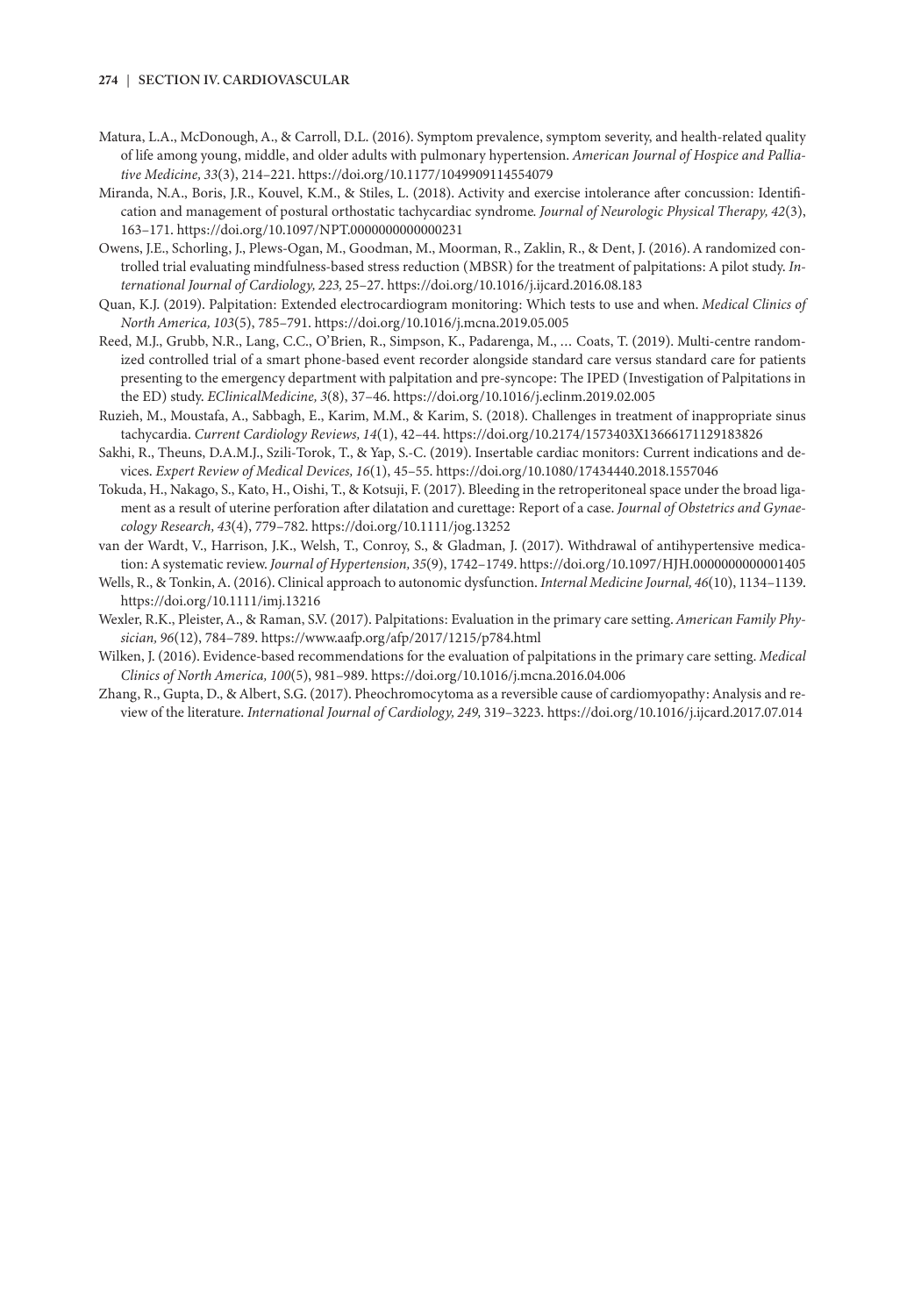Matura, L.A., McDonough, A., & Carroll, D.L. (2016). Symptom prevalence, symptom severity, and health-related quality of life among young, middle, and older adults with pulmonary hypertension. *American Journal of Hospice and Palliative Medicine, 33*(3), 214–221. https://doi.org/10.1177/1049909114554079

Miranda, N.A., Boris, J.R., Kouvel, K.M., & Stiles, L. (2018). Activity and exercise intolerance after concussion: Identification and management of postural orthostatic tachycardiac syndrome. *Journal of Neurologic Physical Therapy, 42*(3), 163–171. https://doi.org/10.1097/NPT.0000000000000231

Owens, J.E., Schorling, J., Plews-Ogan, M., Goodman, M., Moorman, R., Zaklin, R., & Dent, J. (2016). A randomized controlled trial evaluating mindfulness-based stress reduction (MBSR) for the treatment of palpitations: A pilot study. *International Journal of Cardiology, 223,* 25–27. https://doi.org/10.1016/j.ijcard.2016.08.183

Quan, K.J. (2019). Palpitation: Extended electrocardiogram monitoring: Which tests to use and when. *Medical Clinics of North America, 103*(5), 785–791. https://doi.org/10.1016/j.mcna.2019.05.005

Reed, M.J., Grubb, N.R., Lang, C.C., O'Brien, R., Simpson, K., Padarenga, M., … Coats, T. (2019). Multi-centre randomized controlled trial of a smart phone-based event recorder alongside standard care versus standard care for patients presenting to the emergency department with palpitation and pre-syncope: The IPED (Investigation of Palpitations in the ED) study. *EClinicalMedicine, 3*(8), 37–46. https://doi.org/10.1016/j.eclinm.2019.02.005

Ruzieh, M., Moustafa, A., Sabbagh, E., Karim, M.M., & Karim, S. (2018). Challenges in treatment of inappropriate sinus tachycardia. *Current Cardiology Reviews, 14*(1), 42–44. https://doi.org/10.2174/1573403X13666171129183826

Sakhi, R., Theuns, D.A.M.J., Szili-Torok, T., & Yap, S.-C. (2019). Insertable cardiac monitors: Current indications and devices. *Expert Review of Medical Devices, 16*(1), 45–55. https://doi.org/10.1080/17434440.2018.1557046

Tokuda, H., Nakago, S., Kato, H., Oishi, T., & Kotsuji, F. (2017). Bleeding in the retroperitoneal space under the broad ligament as a result of uterine perforation after dilatation and curettage: Report of a case. *Journal of Obstetrics and Gynaecology Research, 43*(4), 779–782. https://doi.org/10.1111/jog.13252

van der Wardt, V., Harrison, J.K., Welsh, T., Conroy, S., & Gladman, J. (2017). Withdrawal of antihypertensive medication: A systematic review. *Journal of Hypertension, 35*(9), 1742–1749. https://doi.org/10.1097/HJH.0000000000001405

Wells, R., & Tonkin, A. (2016). Clinical approach to autonomic dysfunction. *Internal Medicine Journal, 46*(10), 1134–1139. https://doi.org/10.1111/imj.13216

Wexler, R.K., Pleister, A., & Raman, S.V. (2017). Palpitations: Evaluation in the primary care setting. *American Family Physician, 96*(12), 784–789. https://www.aafp.org/afp/2017/1215/p784.html

Wilken, J. (2016). Evidence-based recommendations for the evaluation of palpitations in the primary care setting. *Medical Clinics of North America, 100*(5), 981–989. https://doi.org/10.1016/j.mcna.2016.04.006

Zhang, R., Gupta, D., & Albert, S.G. (2017). Pheochromocytoma as a reversible cause of cardiomyopathy: Analysis and review of the literature. *International Journal of Cardiology, 249,* 319–3223. https://doi.org/10.1016/j.ijcard.2017.07.014